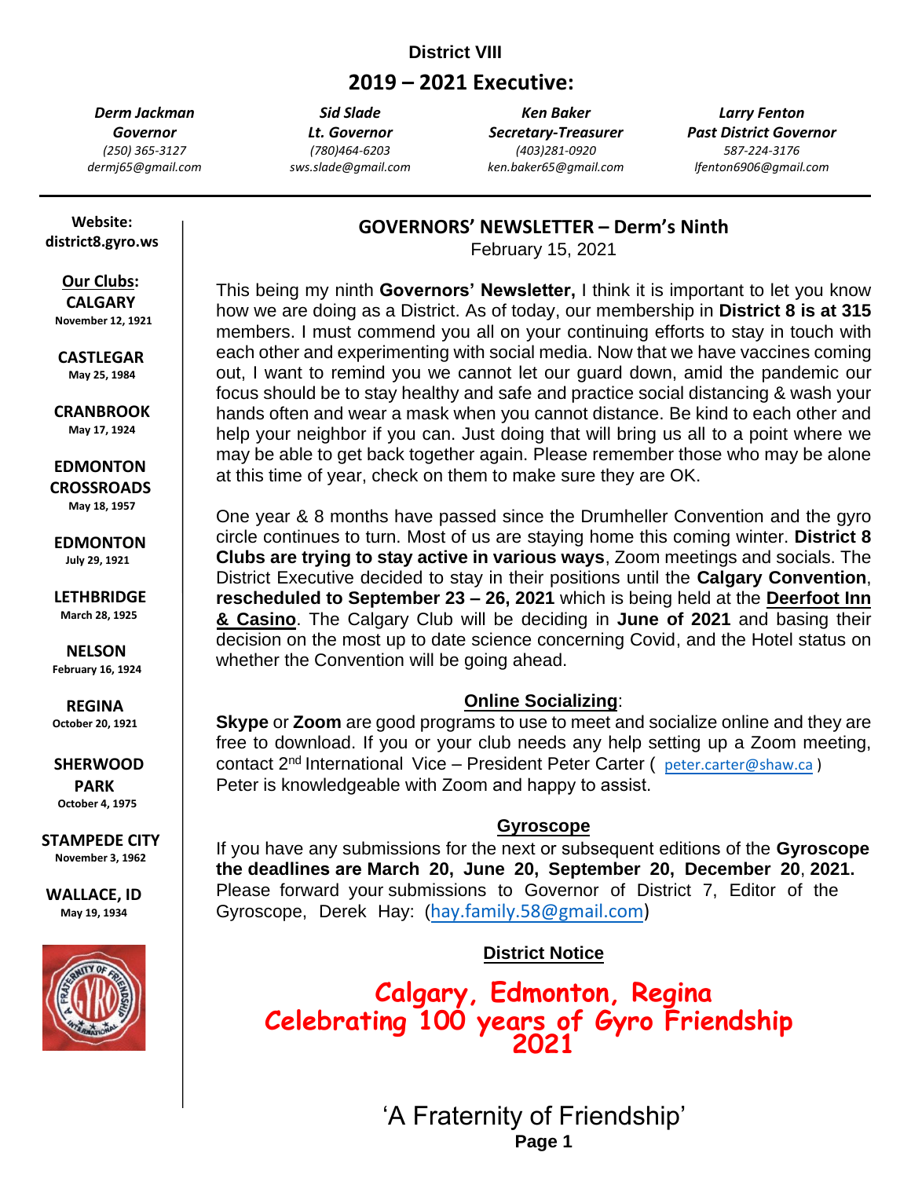**District VIII**

## 2019 – 2021 Executive:

| ***Derm Jackman*** | ***Sid Slade*** | ***Ken Baker*** | ***Larry Fenton*** |
|---|---|---|---|
| ***Governor*** | ***Lt. Governor*** | ***Secretary-Treasurer*** | ***Past District Governor*** |
| *(250) 365-3127* | *(780)464-6203* | *(403)281-0920* | *587-224-3176* |
| *dermj65@gmail.com* | *sws.slade@gmail.com* | *ken.baker65@gmail.com* | *lfenton6906@gmail.com* |

**Website:**
**district8.gyro.ws**

**Our Clubs:**

**CALGARY**
November 12, 1921

**CASTLEGAR**
May 25, 1984

**CRANBROOK**
May 17, 1924

**EDMONTON CROSSROADS**
May 18, 1957

**EDMONTON**
July 29, 1921

**LETHBRIDGE**
March 28, 1925

**NELSON**
February 16, 1924

**REGINA**
October 20, 1921

**SHERWOOD PARK**
October 4, 1975

**STAMPEDE CITY**
November 3, 1962

**WALLACE, ID**
May 19, 1934

## GOVERNORS' NEWSLETTER – Derm's Ninth

February 15, 2021

This being my ninth **Governors' Newsletter,** I think it is important to let you know how we are doing as a District. As of today, our membership in **District 8 is at 315** members. I must commend you all on your continuing efforts to stay in touch with each other and experimenting with social media. Now that we have vaccines coming out, I want to remind you we cannot let our guard down, amid the pandemic our focus should be to stay healthy and safe and practice social distancing & wash your hands often and wear a mask when you cannot distance. Be kind to each other and help your neighbor if you can. Just doing that will bring us all to a point where we may be able to get back together again. Please remember those who may be alone at this time of year, check on them to make sure they are OK.

One year & 8 months have passed since the Drumheller Convention and the gyro circle continues to turn. Most of us are staying home this coming winter. **District 8 Clubs are trying to stay active in various ways**, Zoom meetings and socials. The District Executive decided to stay in their positions until the **Calgary Convention**, **rescheduled to September 23 – 26, 2021** which is being held at the **Deerfoot Inn & Casino**. The Calgary Club will be deciding in **June of 2021** and basing their decision on the most up to date science concerning Covid, and the Hotel status on whether the Convention will be going ahead.

### Online Socializing:

**Skype** or **Zoom** are good programs to use to meet and socialize online and they are free to download. If you or your club needs any help setting up a Zoom meeting, contact 2nd International Vice – President Peter Carter ( peter.carter@shaw.ca ) Peter is knowledgeable with Zoom and happy to assist.

### Gyroscope

If you have any submissions for the next or subsequent editions of the **Gyroscope the deadlines are March 20, June 20, September 20, December 20, 2021.** Please forward your submissions to Governor of District 7, Editor of the Gyroscope, Derek Hay: (hay.family.58@gmail.com)

### District Notice

**Calgary, Edmonton, Regina**
**Celebrating 100 years of Gyro Friendship**
**2021**

'A Fraternity of Friendship'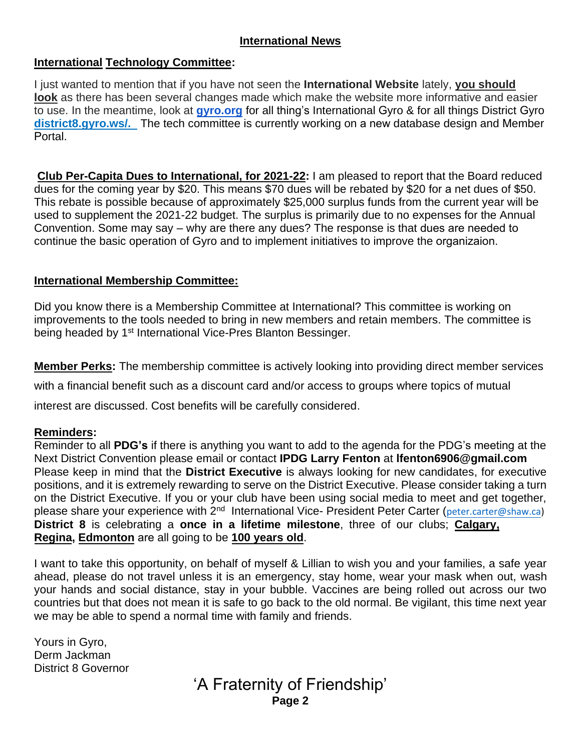## International News

### International Technology Committee:

I just wanted to mention that if you have not seen the **International Website** lately, **you should look** as there has been several changes made which make the website more informative and easier to use. In the meantime, look at **gyro.org** for all thing's International Gyro & for all things District Gyro **district8.gyro.ws/.** The tech committee is currently working on a new database design and Member Portal.

**Club Per-Capita Dues to International, for 2021-22:** I am pleased to report that the Board reduced dues for the coming year by $20. This means $70 dues will be rebated by $20 for a net dues of $50. This rebate is possible because of approximately $25,000 surplus funds from the current year will be used to supplement the 2021-22 budget. The surplus is primarily due to no expenses for the Annual Convention. Some may say – why are there any dues? The response is that dues are needed to continue the basic operation of Gyro and to implement initiatives to improve the organizaion.

### International Membership Committee:

Did you know there is a Membership Committee at International? This committee is working on improvements to the tools needed to bring in new members and retain members. The committee is being headed by 1st International Vice-Pres Blanton Bessinger.

**Member Perks:** The membership committee is actively looking into providing direct member services with a financial benefit such as a discount card and/or access to groups where topics of mutual interest are discussed. Cost benefits will be carefully considered.

**Reminders:**
Reminder to all **PDG's** if there is anything you want to add to the agenda for the PDG's meeting at the Next District Convention please email or contact **IPDG Larry Fenton** at **lfenton6906@gmail.com**
Please keep in mind that the **District Executive** is always looking for new candidates, for executive positions, and it is extremely rewarding to serve on the District Executive. Please consider taking a turn on the District Executive. If you or your club have been using social media to meet and get together, please share your experience with 2nd International Vice- President Peter Carter (peter.carter@shaw.ca)
**District 8** is celebrating a **once in a lifetime milestone**, three of our clubs; **Calgary, Regina, Edmonton** are all going to be **100 years old**.

I want to take this opportunity, on behalf of myself & Lillian to wish you and your families, a safe year ahead, please do not travel unless it is an emergency, stay home, wear your mask when out, wash your hands and social distance, stay in your bubble. Vaccines are being rolled out across our two countries but that does not mean it is safe to go back to the old normal. Be vigilant, this time next year we may be able to spend a normal time with family and friends.

Yours in Gyro,
Derm Jackman
District 8 Governor

'A Fraternity of Friendship'